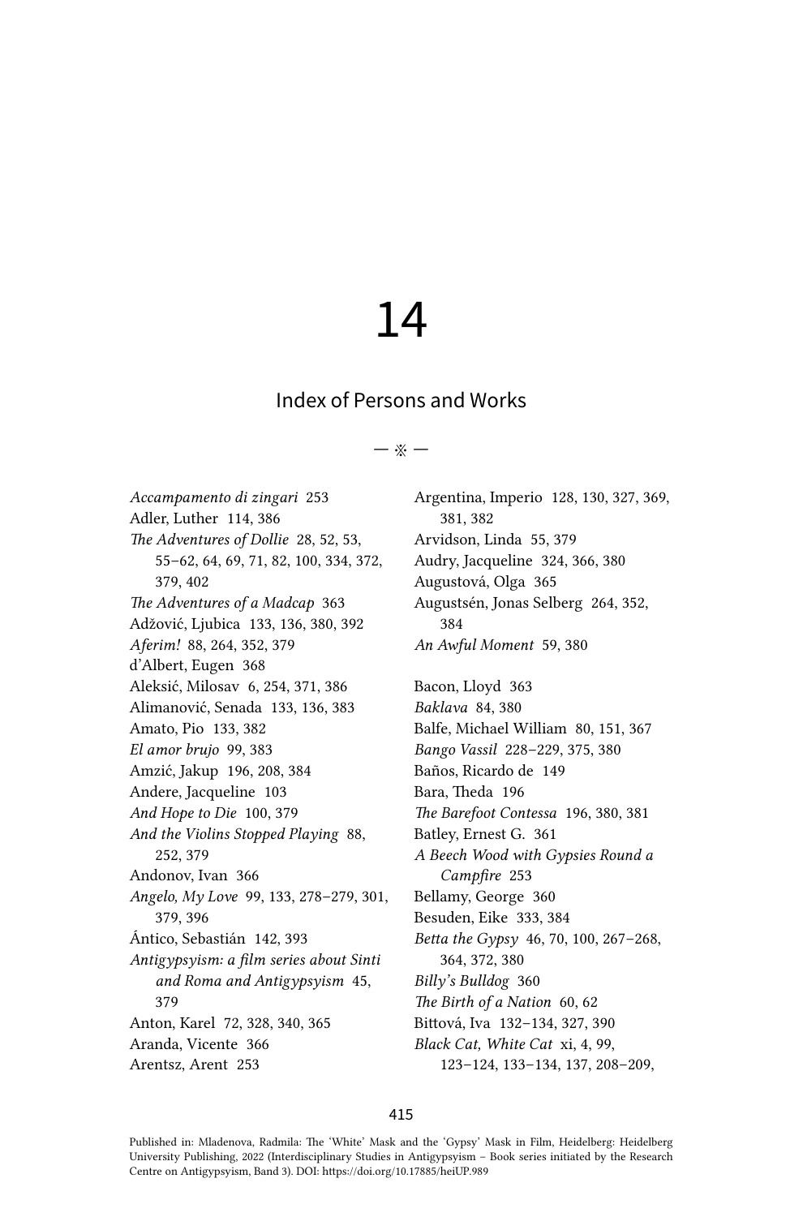# 14

## Index of Persons and Works

— ※ —

*Accampamento di zingari* 253
Adler, Luther 114, 386
*The Adventures of Dollie* 28, 52, 53, 55–62, 64, 69, 71, 82, 100, 334, 372, 379, 402
*The Adventures of a Madcap* 363
Adžović, Ljubica 133, 136, 380, 392
*Aferim!* 88, 264, 352, 379
d'Albert, Eugen 368
Aleksić, Milosav 6, 254, 371, 386
Alimanović, Senada 133, 136, 383
Amato, Pio 133, 382
*El amor brujo* 99, 383
Amzić, Jakup 196, 208, 384
Andere, Jacqueline 103
*And Hope to Die* 100, 379
*And the Violins Stopped Playing* 88, 252, 379
Andonov, Ivan 366
*Angelo, My Love* 99, 133, 278–279, 301, 379, 396
Ántico, Sebastián 142, 393
*Antigypsyism: a film series about Sinti and Roma and Antigypsyism* 45, 379
Anton, Karel 72, 328, 340, 365
Aranda, Vicente 366
Arentsz, Arent 253
Argentina, Imperio 128, 130, 327, 369, 381, 382
Arvidson, Linda 55, 379
Audry, Jacqueline 324, 366, 380
Augustová, Olga 365
Augustsén, Jonas Selberg 264, 352, 384
*An Awful Moment* 59, 380

Bacon, Lloyd 363
*Baklava* 84, 380
Balfe, Michael William 80, 151, 367
*Bango Vassil* 228–229, 375, 380
Baños, Ricardo de 149
Bara, Theda 196
*The Barefoot Contessa* 196, 380, 381
Batley, Ernest G. 361
*A Beech Wood with Gypsies Round a Campfire* 253
Bellamy, George 360
Besuden, Eike 333, 384
*Betta the Gypsy* 46, 70, 100, 267–268, 364, 372, 380
*Billy's Bulldog* 360
*The Birth of a Nation* 60, 62
Bittová, Iva 132–134, 327, 390
*Black Cat, White Cat* xi, 4, 99, 123–124, 133–134, 137, 208–209,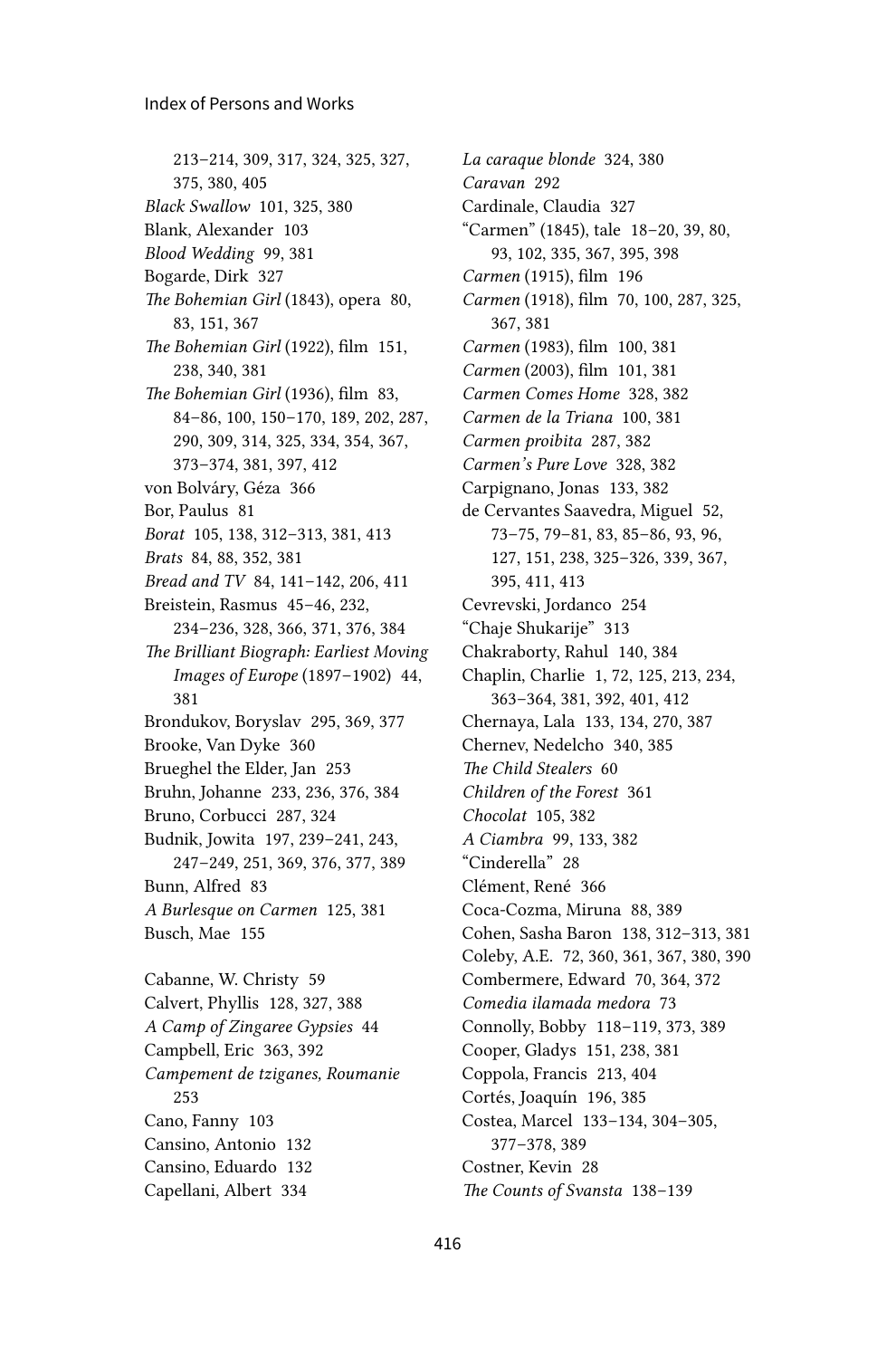213–214, 309, 317, 324, 325, 327, 375, 380, 405

*Black Swallow* 101, 325, 380

Blank, Alexander 103

*Blood Wedding* 99, 381

Bogarde, Dirk 327

*The Bohemian Girl* (1843), opera 80, 83, 151, 367

*The Bohemian Girl* (1922), film 151, 238, 340, 381

*The Bohemian Girl* (1936), film 83, 84–86, 100, 150–170, 189, 202, 287, 290, 309, 314, 325, 334, 354, 367, 373–374, 381, 397, 412

von Bolváry, Géza 366

Bor, Paulus 81

*Borat* 105, 138, 312–313, 381, 413

*Brats* 84, 88, 352, 381

*Bread and TV* 84, 141–142, 206, 411

Breistein, Rasmus 45–46, 232, 234–236, 328, 366, 371, 376, 384

*The Brilliant Biograph: Earliest Moving Images of Europe* (1897–1902) 44, 381

Brondukov, Boryslav 295, 369, 377

Brooke, Van Dyke 360

Brueghel the Elder, Jan 253

Bruhn, Johanne 233, 236, 376, 384

Bruno, Corbucci 287, 324

Budnik, Jowita 197, 239–241, 243, 247–249, 251, 369, 376, 377, 389

Bunn, Alfred 83

*A Burlesque on Carmen* 125, 381

Busch, Mae 155

Cabanne, W. Christy 59

Calvert, Phyllis 128, 327, 388

*A Camp of Zingaree Gypsies* 44

Campbell, Eric 363, 392

*Campement de tziganes, Roumanie* 253

Cano, Fanny 103

Cansino, Antonio 132

Cansino, Eduardo 132

Capellani, Albert 334

*La caraque blonde* 324, 380

*Caravan* 292

Cardinale, Claudia 327

"Carmen" (1845), tale 18–20, 39, 80, 93, 102, 335, 367, 395, 398

*Carmen* (1915), film 196

*Carmen* (1918), film 70, 100, 287, 325, 367, 381

*Carmen* (1983), film 100, 381

*Carmen* (2003), film 101, 381

*Carmen Comes Home* 328, 382

*Carmen de la Triana* 100, 381

*Carmen proibita* 287, 382

*Carmen's Pure Love* 328, 382

Carpignano, Jonas 133, 382

de Cervantes Saavedra, Miguel 52, 73–75, 79–81, 83, 85–86, 93, 96, 127, 151, 238, 325–326, 339, 367, 395, 411, 413

Cevrevski, Jordanco 254

"Chaje Shukarije" 313

Chakraborty, Rahul 140, 384

Chaplin, Charlie 1, 72, 125, 213, 234, 363–364, 381, 392, 401, 412

Chernaya, Lala 133, 134, 270, 387

Chernev, Nedelcho 340, 385

*The Child Stealers* 60

*Children of the Forest* 361

*Chocolat* 105, 382

*A Ciambra* 99, 133, 382

"Cinderella" 28

Clément, René 366

Coca-Cozma, Miruna 88, 389

Cohen, Sasha Baron 138, 312–313, 381

Coleby, A.E. 72, 360, 361, 367, 380, 390

Combermere, Edward 70, 364, 372

*Comedia ilamada medora* 73

Connolly, Bobby 118–119, 373, 389

Cooper, Gladys 151, 238, 381

Coppola, Francis 213, 404

Cortés, Joaquín 196, 385

Costea, Marcel 133–134, 304–305, 377–378, 389

Costner, Kevin 28

*The Counts of Svansta* 138–139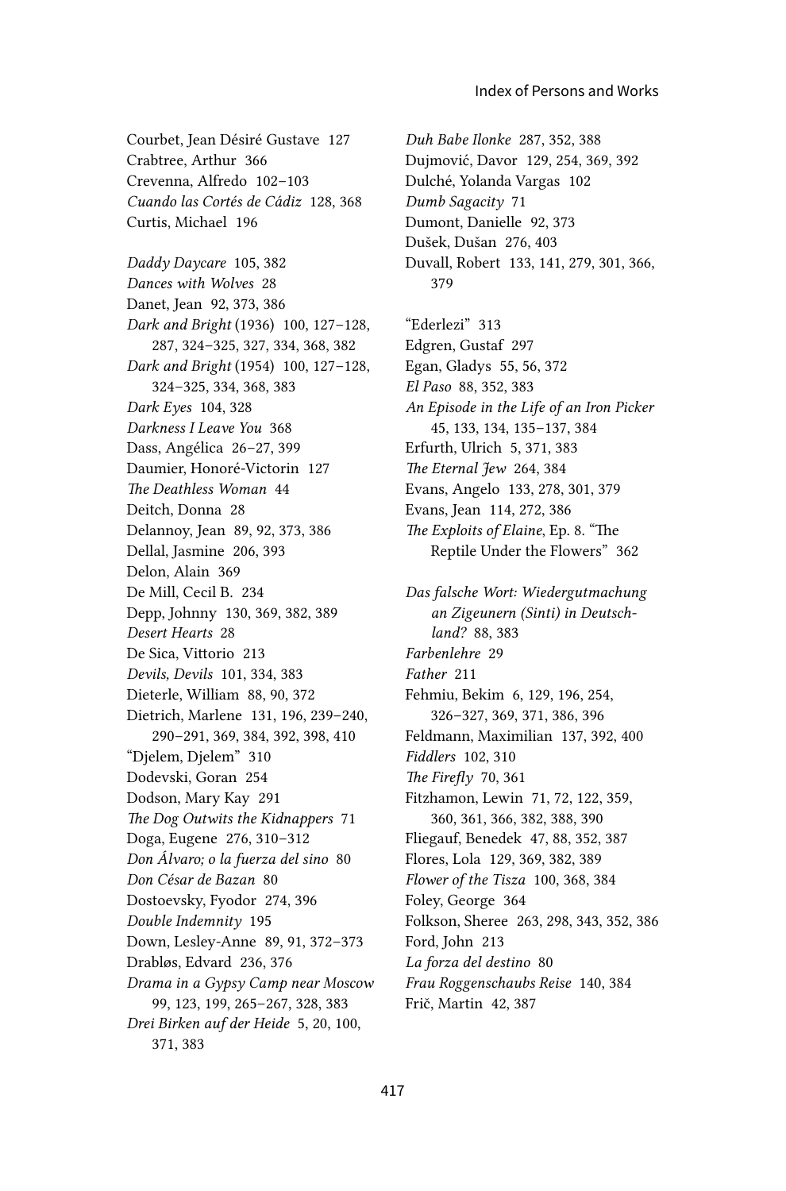Courbet, Jean Désiré Gustave 127
Crabtree, Arthur 366
Crevenna, Alfredo 102–103
*Cuando las Cortés de Cádiz* 128, 368
Curtis, Michael 196

*Daddy Daycare* 105, 382
*Dances with Wolves* 28
Danet, Jean 92, 373, 386
*Dark and Bright* (1936) 100, 127–128, 287, 324–325, 327, 334, 368, 382
*Dark and Bright* (1954) 100, 127–128, 324–325, 334, 368, 383
*Dark Eyes* 104, 328
*Darkness I Leave You* 368
Dass, Angélica 26–27, 399
Daumier, Honoré-Victorin 127
*The Deathless Woman* 44
Deitch, Donna 28
Delannoy, Jean 89, 92, 373, 386
Dellal, Jasmine 206, 393
Delon, Alain 369
De Mill, Cecil B. 234
Depp, Johnny 130, 369, 382, 389
*Desert Hearts* 28
De Sica, Vittorio 213
*Devils, Devils* 101, 334, 383
Dieterle, William 88, 90, 372
Dietrich, Marlene 131, 196, 239–240, 290–291, 369, 384, 392, 398, 410
"Djelem, Djelem" 310
Dodevski, Goran 254
Dodson, Mary Kay 291
*The Dog Outwits the Kidnappers* 71
Doga, Eugene 276, 310–312
*Don Álvaro; o la fuerza del sino* 80
*Don César de Bazan* 80
Dostoevsky, Fyodor 274, 396
*Double Indemnity* 195
Down, Lesley-Anne 89, 91, 372–373
Drabløs, Edvard 236, 376
*Drama in a Gypsy Camp near Moscow* 99, 123, 199, 265–267, 328, 383
*Drei Birken auf der Heide* 5, 20, 100, 371, 383
*Duh Babe Ilonke* 287, 352, 388
Dujmović, Davor 129, 254, 369, 392
Dulché, Yolanda Vargas 102
*Dumb Sagacity* 71
Dumont, Danielle 92, 373
Dušek, Dušan 276, 403
Duvall, Robert 133, 141, 279, 301, 366, 379

"Ederlezi" 313
Edgren, Gustaf 297
Egan, Gladys 55, 56, 372
*El Paso* 88, 352, 383
*An Episode in the Life of an Iron Picker* 45, 133, 134, 135–137, 384
Erfurth, Ulrich 5, 371, 383
*The Eternal Jew* 264, 384
Evans, Angelo 133, 278, 301, 379
Evans, Jean 114, 272, 386
*The Exploits of Elaine*, Ep. 8. "The Reptile Under the Flowers" 362

*Das falsche Wort: Wiedergutmachung an Zigeunern (Sinti) in Deutschland?* 88, 383
*Farbenlehre* 29
*Father* 211
Fehmiu, Bekim 6, 129, 196, 254, 326–327, 369, 371, 386, 396
Feldmann, Maximilian 137, 392, 400
*Fiddlers* 102, 310
*The Firefly* 70, 361
Fitzhamon, Lewin 71, 72, 122, 359, 360, 361, 366, 382, 388, 390
Fliegauf, Benedek 47, 88, 352, 387
Flores, Lola 129, 369, 382, 389
*Flower of the Tisza* 100, 368, 384
Foley, George 364
Folkson, Sheree 263, 298, 343, 352, 386
Ford, John 213
*La forza del destino* 80
*Frau Roggenschaubs Reise* 140, 384
Frič, Martin 42, 387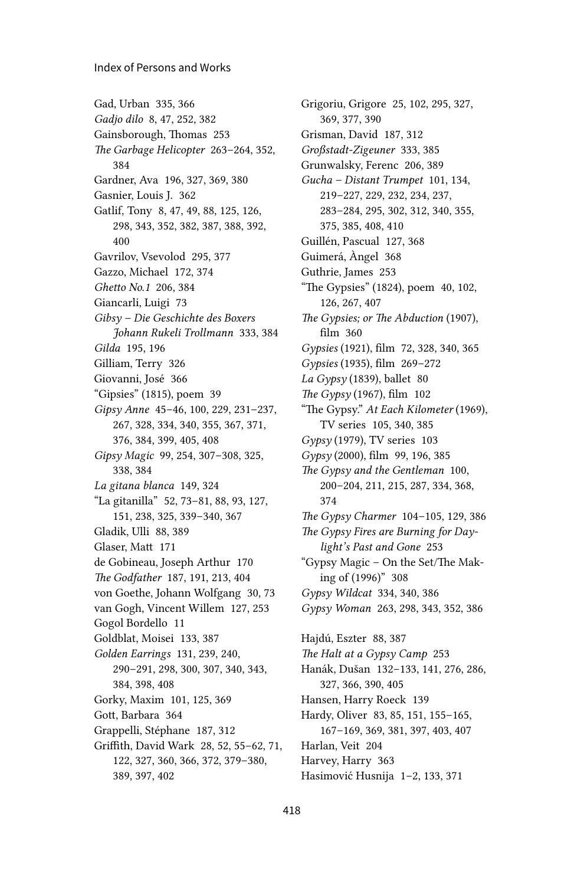Gad, Urban 335, 366
*Gadjo dilo* 8, 47, 252, 382
Gainsborough, Thomas 253
*The Garbage Helicopter* 263–264, 352, 384
Gardner, Ava 196, 327, 369, 380
Gasnier, Louis J. 362
Gatlif, Tony 8, 47, 49, 88, 125, 126, 298, 343, 352, 382, 387, 388, 392, 400
Gavrilov, Vsevolod 295, 377
Gazzo, Michael 172, 374
*Ghetto No.1* 206, 384
Giancarli, Luigi 73
*Gibsy – Die Geschichte des Boxers Johann Rukeli Trollmann* 333, 384
*Gilda* 195, 196
Gilliam, Terry 326
Giovanni, José 366
"Gipsies" (1815), poem 39
*Gipsy Anne* 45–46, 100, 229, 231–237, 267, 328, 334, 340, 355, 367, 371, 376, 384, 399, 405, 408
*Gipsy Magic* 99, 254, 307–308, 325, 338, 384
*La gitana blanca* 149, 324
"La gitanilla" 52, 73–81, 88, 93, 127, 151, 238, 325, 339–340, 367
Gladik, Ulli 88, 389
Glaser, Matt 171
de Gobineau, Joseph Arthur 170
*The Godfather* 187, 191, 213, 404
von Goethe, Johann Wolfgang 30, 73
van Gogh, Vincent Willem 127, 253
Gogol Bordello 11
Goldblat, Moisei 133, 387
*Golden Earrings* 131, 239, 240, 290–291, 298, 300, 307, 340, 343, 384, 398, 408
Gorky, Maxim 101, 125, 369
Gott, Barbara 364
Grappelli, Stéphane 187, 312
Griffith, David Wark 28, 52, 55–62, 71, 122, 327, 360, 366, 372, 379–380, 389, 397, 402
Grigoriu, Grigore 25, 102, 295, 327, 369, 377, 390
Grisman, David 187, 312
*Großstadt-Zigeuner* 333, 385
Grunwalsky, Ferenc 206, 389
*Gucha – Distant Trumpet* 101, 134, 219–227, 229, 232, 234, 237, 283–284, 295, 302, 312, 340, 355, 375, 385, 408, 410
Guillén, Pascual 127, 368
Guimerá, Àngel 368
Guthrie, James 253
"The Gypsies" (1824), poem 40, 102, 126, 267, 407
*The Gypsies; or The Abduction* (1907), film 360
*Gypsies* (1921), film 72, 328, 340, 365
*Gypsies* (1935), film 269–272
*La Gypsy* (1839), ballet 80
*The Gypsy* (1967), film 102
"The Gypsy." *At Each Kilometer* (1969), TV series 105, 340, 385
*Gypsy* (1979), TV series 103
*Gypsy* (2000), film 99, 196, 385
*The Gypsy and the Gentleman* 100, 200–204, 211, 215, 287, 334, 368, 374
*The Gypsy Charmer* 104–105, 129, 386
*The Gypsy Fires are Burning for Daylight's Past and Gone* 253
"Gypsy Magic – On the Set/The Making of (1996)" 308
*Gypsy Wildcat* 334, 340, 386
*Gypsy Woman* 263, 298, 343, 352, 386

Hajdú, Eszter 88, 387
*The Halt at a Gypsy Camp* 253
Hanák, Dušan 132–133, 141, 276, 286, 327, 366, 390, 405
Hansen, Harry Roeck 139
Hardy, Oliver 83, 85, 151, 155–165, 167–169, 369, 381, 397, 403, 407
Harlan, Veit 204
Harvey, Harry 363
Hasimović Husnija 1–2, 133, 371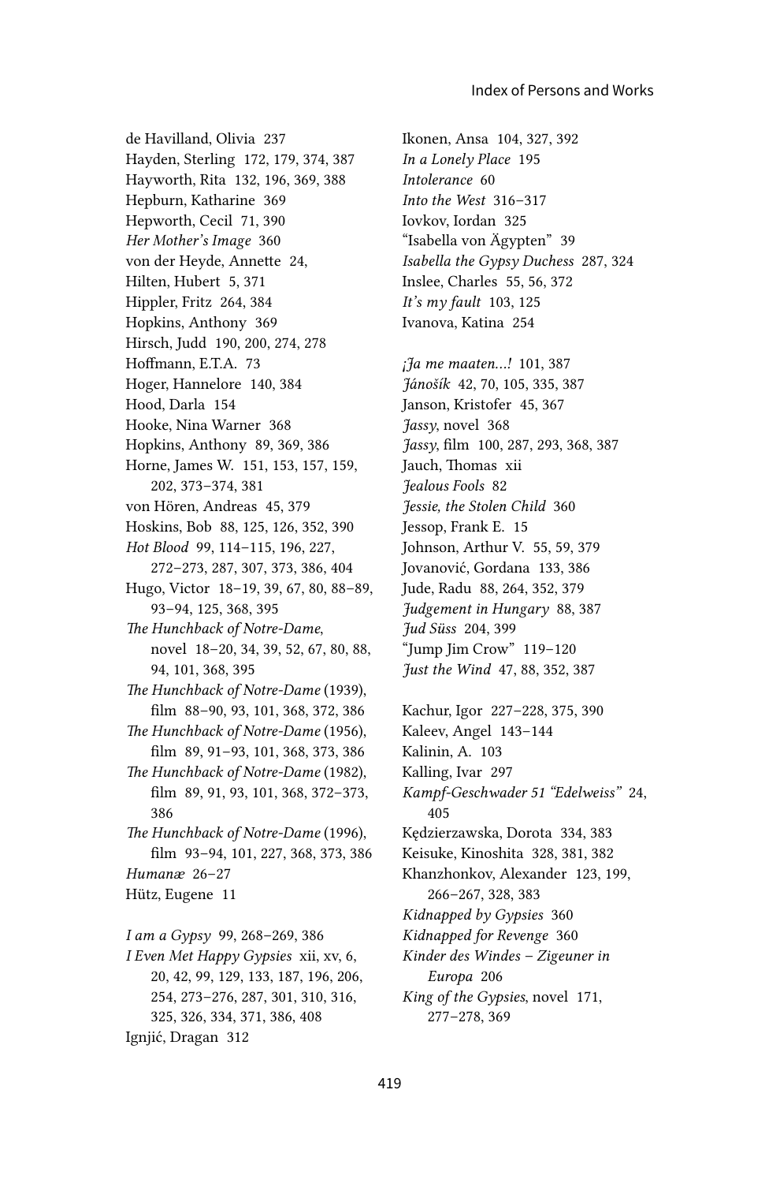de Havilland, Olivia 237
Hayden, Sterling 172, 179, 374, 387
Hayworth, Rita 132, 196, 369, 388
Hepburn, Katharine 369
Hepworth, Cecil 71, 390
*Her Mother's Image* 360
von der Heyde, Annette 24,
Hilten, Hubert 5, 371
Hippler, Fritz 264, 384
Hopkins, Anthony 369
Hirsch, Judd 190, 200, 274, 278
Hoffmann, E.T.A. 73
Hoger, Hannelore 140, 384
Hood, Darla 154
Hooke, Nina Warner 368
Hopkins, Anthony 89, 369, 386
Horne, James W. 151, 153, 157, 159, 202, 373–374, 381
von Hören, Andreas 45, 379
Hoskins, Bob 88, 125, 126, 352, 390
*Hot Blood* 99, 114–115, 196, 227, 272–273, 287, 307, 373, 386, 404
Hugo, Victor 18–19, 39, 67, 80, 88–89, 93–94, 125, 368, 395
*The Hunchback of Notre-Dame*, novel 18–20, 34, 39, 52, 67, 80, 88, 94, 101, 368, 395
*The Hunchback of Notre-Dame* (1939), film 88–90, 93, 101, 368, 372, 386
*The Hunchback of Notre-Dame* (1956), film 89, 91–93, 101, 368, 373, 386
*The Hunchback of Notre-Dame* (1982), film 89, 91, 93, 101, 368, 372–373, 386
*The Hunchback of Notre-Dame* (1996), film 93–94, 101, 227, 368, 373, 386
*Humanæ* 26–27
Hütz, Eugene 11

*I am a Gypsy* 99, 268–269, 386
*I Even Met Happy Gypsies* xii, xv, 6, 20, 42, 99, 129, 133, 187, 196, 206, 254, 273–276, 287, 301, 310, 316, 325, 326, 334, 371, 386, 408
Ignjić, Dragan 312

Ikonen, Ansa 104, 327, 392
*In a Lonely Place* 195
*Intolerance* 60
*Into the West* 316–317
Iovkov, Iordan 325
"Isabella von Ägypten" 39
*Isabella the Gypsy Duchess* 287, 324
Inslee, Charles 55, 56, 372
*It's my fault* 103, 125
Ivanova, Katina 254

*¡Ja me maaten…!* 101, 387
*Jánošík* 42, 70, 105, 335, 387
Janson, Kristofer 45, 367
*Jassy*, novel 368
*Jassy*, film 100, 287, 293, 368, 387
Jauch, Thomas xii
*Jealous Fools* 82
*Jessie, the Stolen Child* 360
Jessop, Frank E. 15
Johnson, Arthur V. 55, 59, 379
Jovanović, Gordana 133, 386
Jude, Radu 88, 264, 352, 379
*Judgement in Hungary* 88, 387
*Jud Süss* 204, 399
"Jump Jim Crow" 119–120
*Just the Wind* 47, 88, 352, 387

Kachur, Igor 227–228, 375, 390
Kaleev, Angel 143–144
Kalinin, A. 103
Kalling, Ivar 297
*Kampf-Geschwader 51 "Edelweiss"* 24, 405
Kędzierzawska, Dorota 334, 383
Keisuke, Kinoshita 328, 381, 382
Khanzhonkov, Alexander 123, 199, 266–267, 328, 383
*Kidnapped by Gypsies* 360
*Kidnapped for Revenge* 360
*Kinder des Windes – Zigeuner in Europa* 206
*King of the Gypsies*, novel 171, 277–278, 369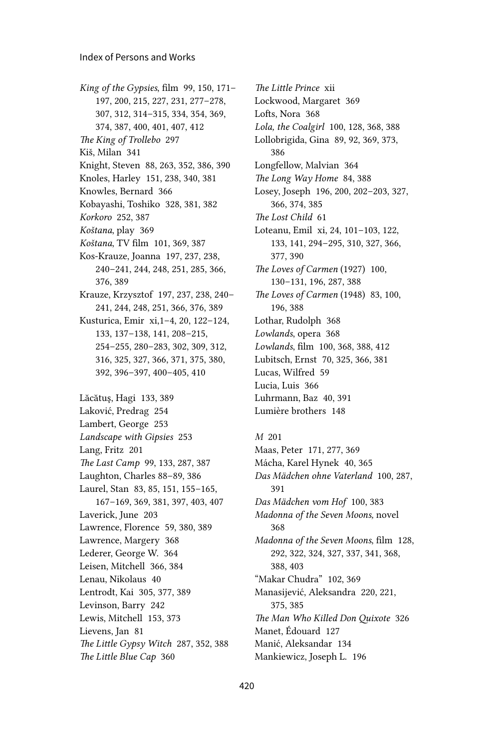*King of the Gypsies*, film 99, 150, 171–197, 200, 215, 227, 231, 277–278, 307, 312, 314–315, 334, 354, 369, 374, 387, 400, 401, 407, 412

*The King of Trollebo* 297

Kiš, Milan 341

Knight, Steven 88, 263, 352, 386, 390

Knoles, Harley 151, 238, 340, 381

Knowles, Bernard 366

Kobayashi, Toshiko 328, 381, 382

*Korkoro* 252, 387

*Koštana*, play 369

*Koštana*, TV film 101, 369, 387

Kos-Krauze, Joanna 197, 237, 238, 240–241, 244, 248, 251, 285, 366, 376, 389

Krauze, Krzysztof 197, 237, 238, 240–241, 244, 248, 251, 366, 376, 389

Kusturica, Emir xi,1–4, 20, 122–124, 133, 137–138, 141, 208–215, 254–255, 280–283, 302, 309, 312, 316, 325, 327, 366, 371, 375, 380, 392, 396–397, 400–405, 410

Lăcătuş, Hagi 133, 389

Laković, Predrag 254

Lambert, George 253

*Landscape with Gipsies* 253

Lang, Fritz 201

*The Last Camp* 99, 133, 287, 387

Laughton, Charles 88–89, 386

Laurel, Stan 83, 85, 151, 155–165, 167–169, 369, 381, 397, 403, 407

Laverick, June 203

Lawrence, Florence 59, 380, 389

Lawrence, Margery 368

Lederer, George W. 364

Leisen, Mitchell 366, 384

Lenau, Nikolaus 40

Lentrodt, Kai 305, 377, 389

Levinson, Barry 242

Lewis, Mitchell 153, 373

Lievens, Jan 81

*The Little Gypsy Witch* 287, 352, 388

*The Little Blue Cap* 360

*The Little Prince* xii

Lockwood, Margaret 369

Lofts, Nora 368

*Lola, the Coalgirl* 100, 128, 368, 388

Lollobrigida, Gina 89, 92, 369, 373, 386

Longfellow, Malvian 364

*The Long Way Home* 84, 388

Losey, Joseph 196, 200, 202–203, 327, 366, 374, 385

*The Lost Child* 61

Loteanu, Emil xi, 24, 101–103, 122, 133, 141, 294–295, 310, 327, 366, 377, 390

*The Loves of Carmen* (1927) 100, 130–131, 196, 287, 388

*The Loves of Carmen* (1948) 83, 100, 196, 388

Lothar, Rudolph 368

*Lowlands*, opera 368

*Lowlands*, film 100, 368, 388, 412

Lubitsch, Ernst 70, 325, 366, 381

Lucas, Wilfred 59

Lucia, Luis 366

Luhrmann, Baz 40, 391

Lumière brothers 148

*M* 201

Maas, Peter 171, 277, 369

Mácha, Karel Hynek 40, 365

*Das Mädchen ohne Vaterland* 100, 287, 391

*Das Mädchen vom Hof* 100, 383

*Madonna of the Seven Moons,* novel 368

*Madonna of the Seven Moons*, film 128, 292, 322, 324, 327, 337, 341, 368, 388, 403

"Makar Chudra" 102, 369

Manasijević, Aleksandra 220, 221, 375, 385

*The Man Who Killed Don Quixote* 326

Manet, Édouard 127

Manić, Aleksandar 134

Mankiewicz, Joseph L. 196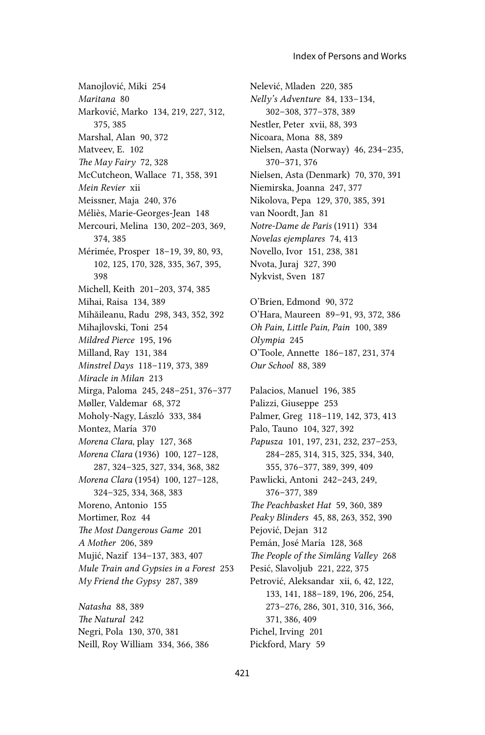Manojlović, Miki 254
*Maritana* 80
Marković, Marko 134, 219, 227, 312, 375, 385
Marshal, Alan 90, 372
Matveev, E. 102
*The May Fairy* 72, 328
McCutcheon, Wallace 71, 358, 391
*Mein Revier* xii
Meissner, Maja 240, 376
Méliès, Marie-Georges-Jean 148
Mercouri, Melina 130, 202–203, 369, 374, 385
Mérimée, Prosper 18–19, 39, 80, 93, 102, 125, 170, 328, 335, 367, 395, 398
Michell, Keith 201–203, 374, 385
Mihai, Raisa 134, 389
Mihăileanu, Radu 298, 343, 352, 392
Mihajlovski, Toni 254
*Mildred Pierce* 195, 196
Milland, Ray 131, 384
*Minstrel Days* 118–119, 373, 389
*Miracle in Milan* 213
Mirga, Paloma 245, 248–251, 376–377
Møller, Valdemar 68, 372
Moholy-Nagy, László 333, 384
Montez, María 370
*Morena Clara*, play 127, 368
*Morena Clara* (1936) 100, 127–128, 287, 324–325, 327, 334, 368, 382
*Morena Clara* (1954) 100, 127–128, 324–325, 334, 368, 383
Moreno, Antonio 155
Mortimer, Roz 44
*The Most Dangerous Game* 201
*A Mother* 206, 389
Mujić, Nazif 134–137, 383, 407
*Mule Train and Gypsies in a Forest* 253
*My Friend the Gypsy* 287, 389

*Natasha* 88, 389
*The Natural* 242
Negri, Pola 130, 370, 381
Neill, Roy William 334, 366, 386
Nelević, Mladen 220, 385
*Nelly's Adventure* 84, 133–134, 302–308, 377–378, 389
Nestler, Peter xvii, 88, 393
Nicoara, Mona 88, 389
Nielsen, Aasta (Norway) 46, 234–235, 370–371, 376
Nielsen, Asta (Denmark) 70, 370, 391
Niemirska, Joanna 247, 377
Nikolova, Pepa 129, 370, 385, 391
van Noordt, Jan 81
*Notre-Dame de Paris* (1911) 334
*Novelas ejemplares* 74, 413
Novello, Ivor 151, 238, 381
Nvota, Juraj 327, 390
Nykvist, Sven 187

O'Brien, Edmond 90, 372
O'Hara, Maureen 89–91, 93, 372, 386
*Oh Pain, Little Pain, Pain* 100, 389
*Olympia* 245
O'Toole, Annette 186–187, 231, 374
*Our School* 88, 389

Palacios, Manuel 196, 385
Palizzi, Giuseppe 253
Palmer, Greg 118–119, 142, 373, 413
Palo, Tauno 104, 327, 392
*Papusza* 101, 197, 231, 232, 237–253, 284–285, 314, 315, 325, 334, 340, 355, 376–377, 389, 399, 409
Pawlicki, Antoni 242–243, 249, 376–377, 389
*The Peachbasket Hat* 59, 360, 389
*Peaky Blinders* 45, 88, 263, 352, 390
Pejović, Dejan 312
Pemán, José María 128, 368
*The People of the Simlång Valley* 268
Pesić, Slavoljub 221, 222, 375
Petrović, Aleksandar xii, 6, 42, 122, 133, 141, 188–189, 196, 206, 254, 273–276, 286, 301, 310, 316, 366, 371, 386, 409
Pichel, Irving 201
Pickford, Mary 59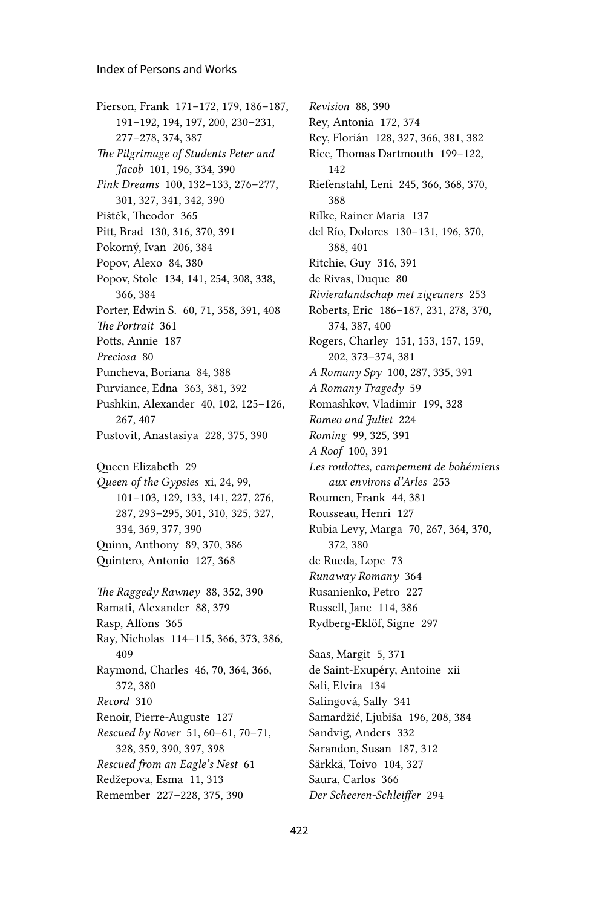Pierson, Frank 171–172, 179, 186–187, 191–192, 194, 197, 200, 230–231, 277–278, 374, 387

*The Pilgrimage of Students Peter and Jacob* 101, 196, 334, 390

*Pink Dreams* 100, 132–133, 276–277, 301, 327, 341, 342, 390

Pištěk, Theodor 365

Pitt, Brad 130, 316, 370, 391

Pokorný, Ivan 206, 384

Popov, Alexo 84, 380

Popov, Stole 134, 141, 254, 308, 338, 366, 384

Porter, Edwin S. 60, 71, 358, 391, 408

*The Portrait* 361

Potts, Annie 187

*Preciosa* 80

Puncheva, Boriana 84, 388

Purviance, Edna 363, 381, 392

Pushkin, Alexander 40, 102, 125–126, 267, 407

Pustovit, Anastasiya 228, 375, 390

Queen Elizabeth 29

*Queen of the Gypsies* xi, 24, 99, 101–103, 129, 133, 141, 227, 276, 287, 293–295, 301, 310, 325, 327, 334, 369, 377, 390

Quinn, Anthony 89, 370, 386

Quintero, Antonio 127, 368

*The Raggedy Rawney* 88, 352, 390

Ramati, Alexander 88, 379

Rasp, Alfons 365

Ray, Nicholas 114–115, 366, 373, 386, 409

Raymond, Charles 46, 70, 364, 366, 372, 380

*Record* 310

Renoir, Pierre-Auguste 127

*Rescued by Rover* 51, 60–61, 70–71, 328, 359, 390, 397, 398

*Rescued from an Eagle's Nest* 61

Redžepova, Esma 11, 313

Remember 227–228, 375, 390

*Revision* 88, 390

Rey, Antonia 172, 374

Rey, Florián 128, 327, 366, 381, 382

Rice, Thomas Dartmouth 199–122, 142

Riefenstahl, Leni 245, 366, 368, 370, 388

Rilke, Rainer Maria 137

del Río, Dolores 130–131, 196, 370, 388, 401

Ritchie, Guy 316, 391

de Rivas, Duque 80

*Rivieralandschap met zigeuners* 253

Roberts, Eric 186–187, 231, 278, 370, 374, 387, 400

Rogers, Charley 151, 153, 157, 159, 202, 373–374, 381

*A Romany Spy* 100, 287, 335, 391

*A Romany Tragedy* 59

Romashkov, Vladimir 199, 328

*Romeo and Juliet* 224

*Roming* 99, 325, 391

*A Roof* 100, 391

*Les roulottes, campement de bohémiens aux environs d'Arles* 253

Roumen, Frank 44, 381

Rousseau, Henri 127

Rubia Levy, Marga 70, 267, 364, 370, 372, 380

de Rueda, Lope 73

*Runaway Romany* 364

Rusanienko, Petro 227

Russell, Jane 114, 386

Rydberg-Eklöf, Signe 297

Saas, Margit 5, 371

de Saint-Exupéry, Antoine xii

Sali, Elvira 134

Salingová, Sally 341

Samardžić, Ljubiša 196, 208, 384

Sandvig, Anders 332

Sarandon, Susan 187, 312

Särkkä, Toivo 104, 327

Saura, Carlos 366

*Der Scheeren-Schleiffer* 294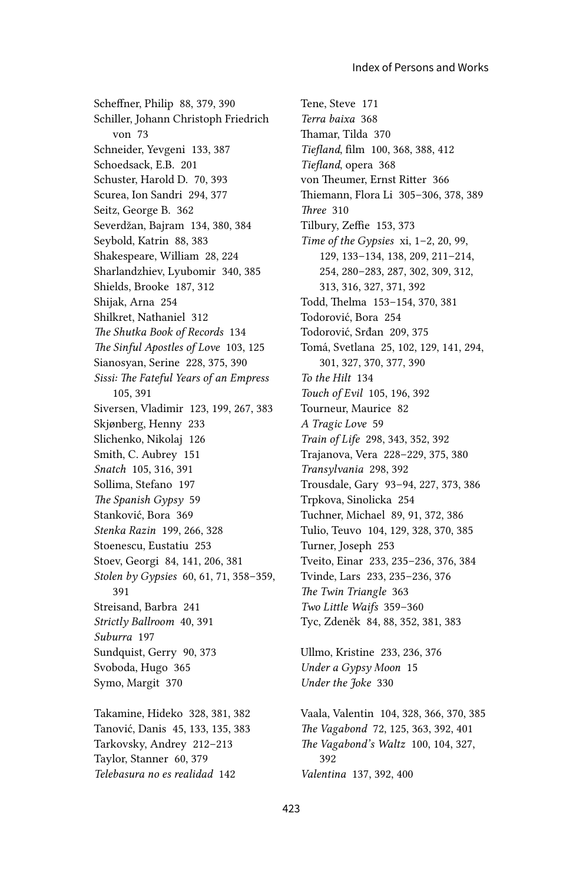Scheffner, Philip 88, 379, 390
Schiller, Johann Christoph Friedrich von 73
Schneider, Yevgeni 133, 387
Schoedsack, E.B. 201
Schuster, Harold D. 70, 393
Scurea, Ion Sandri 294, 377
Seitz, George B. 362
Severdžan, Bajram 134, 380, 384
Seybold, Katrin 88, 383
Shakespeare, William 28, 224
Sharlandzhiev, Lyubomir 340, 385
Shields, Brooke 187, 312
Shijak, Arna 254
Shilkret, Nathaniel 312
*The Shutka Book of Records* 134
*The Sinful Apostles of Love* 103, 125
Sianosyan, Serine 228, 375, 390
*Sissi: The Fateful Years of an Empress* 105, 391
Siversen, Vladimir 123, 199, 267, 383
Skjønberg, Henny 233
Slichenko, Nikolaj 126
Smith, C. Aubrey 151
*Snatch* 105, 316, 391
Sollima, Stefano 197
*The Spanish Gypsy* 59
Stanković, Bora 369
*Stenka Razin* 199, 266, 328
Stoenescu, Eustatiu 253
Stoev, Georgi 84, 141, 206, 381
*Stolen by Gypsies* 60, 61, 71, 358–359, 391
Streisand, Barbra 241
*Strictly Ballroom* 40, 391
*Suburra* 197
Sundquist, Gerry 90, 373
Svoboda, Hugo 365
Symo, Margit 370

Takamine, Hideko 328, 381, 382
Tanović, Danis 45, 133, 135, 383
Tarkovsky, Andrey 212–213
Taylor, Stanner 60, 379
*Telebasura no es realidad* 142
Tene, Steve 171
*Terra baixa* 368
Thamar, Tilda 370
*Tiefland*, film 100, 368, 388, 412
*Tiefland*, opera 368
von Theumer, Ernst Ritter 366
Thiemann, Flora Li 305–306, 378, 389
*Three* 310
Tilbury, Zeffie 153, 373
*Time of the Gypsies* xi, 1–2, 20, 99, 129, 133–134, 138, 209, 211–214, 254, 280–283, 287, 302, 309, 312, 313, 316, 327, 371, 392
Todd, Thelma 153–154, 370, 381
Todorović, Bora 254
Todorović, Srđan 209, 375
Tomá, Svetlana 25, 102, 129, 141, 294, 301, 327, 370, 377, 390
*To the Hilt* 134
*Touch of Evil* 105, 196, 392
Tourneur, Maurice 82
*A Tragic Love* 59
*Train of Life* 298, 343, 352, 392
Trajanova, Vera 228–229, 375, 380
*Transylvania* 298, 392
Trousdale, Gary 93–94, 227, 373, 386
Trpkova, Sinolicka 254
Tuchner, Michael 89, 91, 372, 386
Tulio, Teuvo 104, 129, 328, 370, 385
Turner, Joseph 253
Tveito, Einar 233, 235–236, 376, 384
Tvinde, Lars 233, 235–236, 376
*The Twin Triangle* 363
*Two Little Waifs* 359–360
Tyc, Zdeněk 84, 88, 352, 381, 383

Ullmo, Kristine 233, 236, 376
*Under a Gypsy Moon* 15
*Under the Joke* 330

Vaala, Valentin 104, 328, 366, 370, 385
*The Vagabond* 72, 125, 363, 392, 401
*The Vagabond's Waltz* 100, 104, 327, 392
*Valentina* 137, 392, 400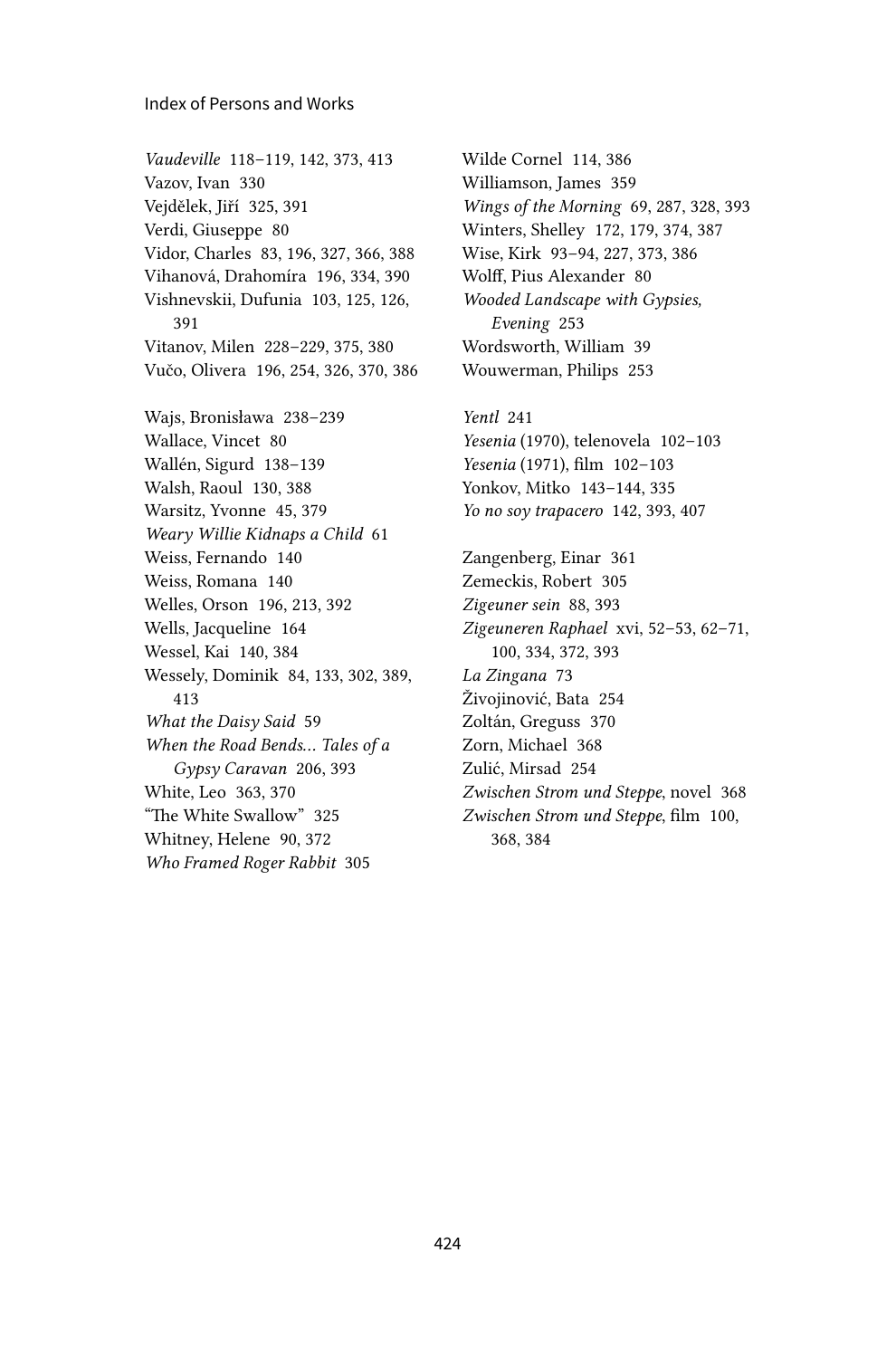*Vaudeville* 118–119, 142, 373, 413
Vazov, Ivan 330
Vejdělek, Jiří 325, 391
Verdi, Giuseppe 80
Vidor, Charles 83, 196, 327, 366, 388
Vihanová, Drahomíra 196, 334, 390
Vishnevskii, Dufunia 103, 125, 126, 391
Vitanov, Milen 228–229, 375, 380
Vučo, Olivera 196, 254, 326, 370, 386

Wajs, Bronisława 238–239
Wallace, Vincet 80
Wallén, Sigurd 138–139
Walsh, Raoul 130, 388
Warsitz, Yvonne 45, 379
*Weary Willie Kidnaps a Child* 61
Weiss, Fernando 140
Weiss, Romana 140
Welles, Orson 196, 213, 392
Wells, Jacqueline 164
Wessel, Kai 140, 384
Wessely, Dominik 84, 133, 302, 389, 413
*What the Daisy Said* 59
*When the Road Bends… Tales of a Gypsy Caravan* 206, 393
White, Leo 363, 370
"The White Swallow" 325
Whitney, Helene 90, 372
*Who Framed Roger Rabbit* 305
Wilde Cornel 114, 386
Williamson, James 359
*Wings of the Morning* 69, 287, 328, 393
Winters, Shelley 172, 179, 374, 387
Wise, Kirk 93–94, 227, 373, 386
Wolff, Pius Alexander 80
*Wooded Landscape with Gypsies, Evening* 253
Wordsworth, William 39
Wouwerman, Philips 253

*Yentl* 241
*Yesenia* (1970), telenovela 102–103
*Yesenia* (1971), film 102–103
Yonkov, Mitko 143–144, 335
*Yo no soy trapacero* 142, 393, 407

Zangenberg, Einar 361
Zemeckis, Robert 305
*Zigeuner sein* 88, 393
*Zigeuneren Raphael* xvi, 52–53, 62–71, 100, 334, 372, 393
*La Zingana* 73
Živojinović, Bata 254
Zoltán, Greguss 370
Zorn, Michael 368
Zulić, Mirsad 254
*Zwischen Strom und Steppe*, novel 368
*Zwischen Strom und Steppe*, film 100, 368, 384